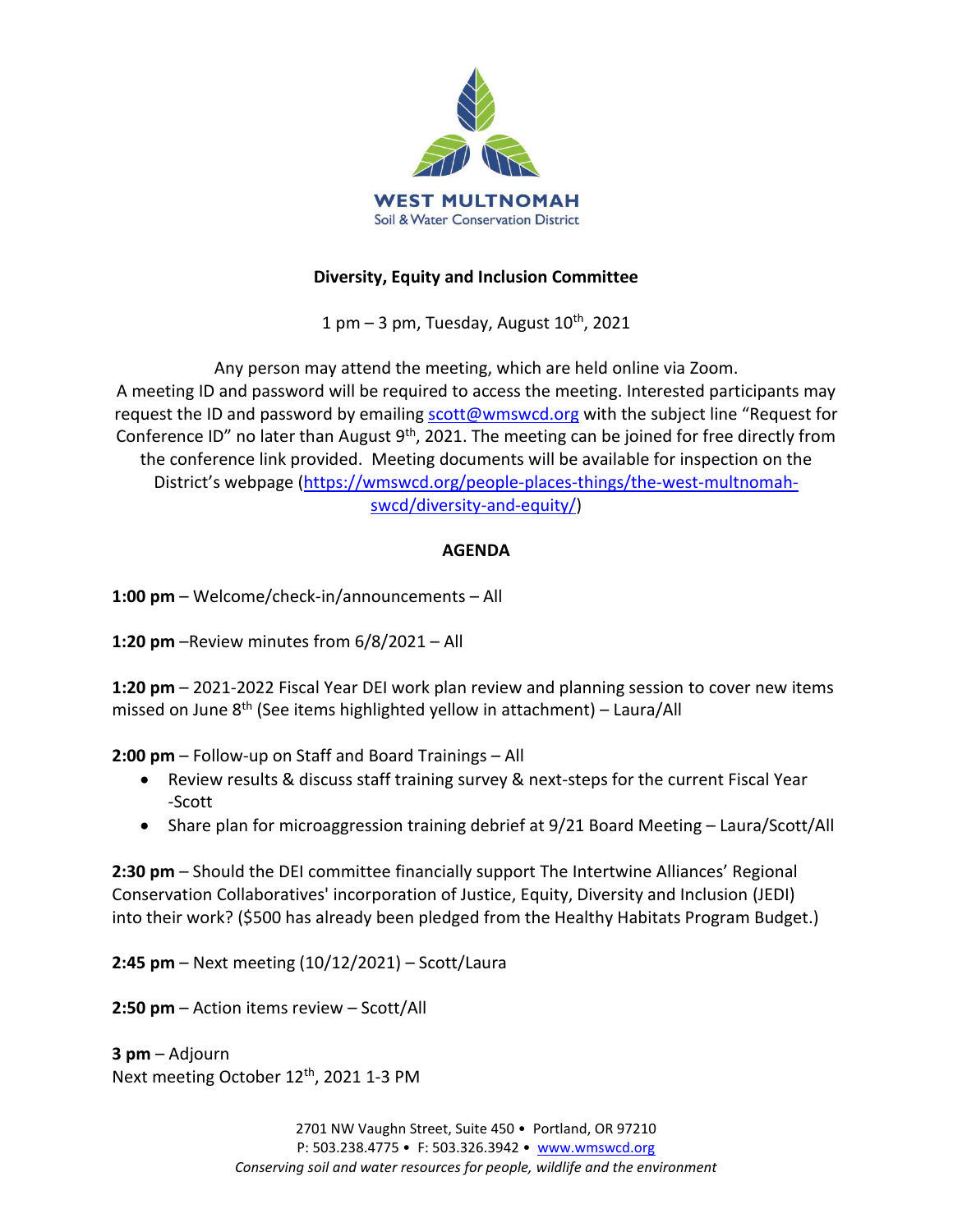**WEST MULTNOMAH**
Soil & Water Conservation District

**Diversity, Equity and Inclusion Committee**

1 pm – 3 pm, Tuesday, August 10th, 2021

Any person may attend the meeting, which are held online via Zoom.
A meeting ID and password will be required to access the meeting. Interested participants may request the ID and password by emailing scott@wmswcd.org with the subject line "Request for Conference ID" no later than August 9th, 2021. The meeting can be joined for free directly from the conference link provided. Meeting documents will be available for inspection on the District's webpage (https://wmswcd.org/people-places-things/the-west-multnomah-swcd/diversity-and-equity/)

**AGENDA**

**1:00 pm** – Welcome/check-in/announcements – All

**1:20 pm** –Review minutes from 6/8/2021 – All

**1:20 pm** – 2021-2022 Fiscal Year DEI work plan review and planning session to cover new items missed on June 8th (See items highlighted yellow in attachment) – Laura/All

**2:00 pm** – Follow-up on Staff and Board Trainings – All

- Review results & discuss staff training survey & next-steps for the current Fiscal Year -Scott
- Share plan for microaggression training debrief at 9/21 Board Meeting – Laura/Scott/All

**2:30 pm** – Should the DEI committee financially support The Intertwine Alliances' Regional Conservation Collaboratives' incorporation of Justice, Equity, Diversity and Inclusion (JEDI) into their work? ($500 has already been pledged from the Healthy Habitats Program Budget.)

**2:45 pm** – Next meeting (10/12/2021) – Scott/Laura

**2:50 pm** – Action items review – Scott/All

**3 pm** – Adjourn
Next meeting October 12th, 2021 1-3 PM

2701 NW Vaughn Street, Suite 450 • Portland, OR 97210
P: 503.238.4775 • F: 503.326.3942 • www.wmswcd.org
*Conserving soil and water resources for people, wildlife and the environment*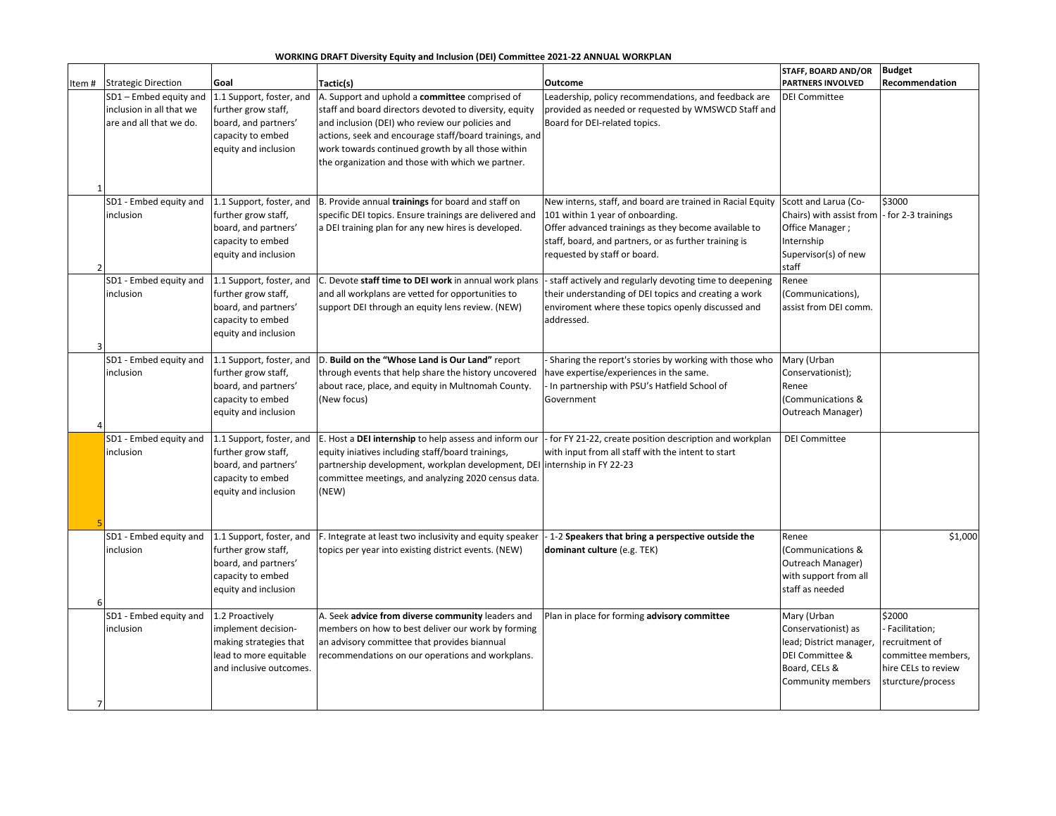**WORKING DRAFT Diversity Equity and Inclusion (DEI) Committee 2021-22 ANNUAL WORKPLAN**

| Item # | Strategic Direction | Goal | Tactic(s) | Outcome | STAFF, BOARD AND/OR PARTNERS INVOLVED | Budget Recommendation |
|---|---|---|---|---|---|---|
| 1 | SD1 – Embed equity and inclusion in all that we are and all that we do. | 1.1 Support, foster, and further grow staff, board, and partners' capacity to embed equity and inclusion | A. Support and uphold a **committee** comprised of staff and board directors devoted to diversity, equity and inclusion (DEI) who review our policies and actions, seek and encourage staff/board trainings, and work towards continued growth by all those within the organization and those with which we partner. | Leadership, policy recommendations, and feedback are provided as needed or requested by WMSWCD Staff and Board for DEI-related topics. | DEI Committee | |
| 2 | SD1 - Embed equity and inclusion | 1.1 Support, foster, and further grow staff, board, and partners' capacity to embed equity and inclusion | B. Provide annual **trainings** for board and staff on specific DEI topics. Ensure trainings are delivered and a DEI training plan for any new hires is developed. | New interns, staff, and board are trained in Racial Equity 101 within 1 year of onboarding.<br>Offer advanced trainings as they become available to staff, board, and partners, or as further training is requested by staff or board. | Scott and Larua (Co-Chairs) with assist from Office Manager ; Internship Supervisor(s) of new staff | $3000<br>- for 2-3 trainings |
| 3 | SD1 - Embed equity and inclusion | 1.1 Support, foster, and further grow staff, board, and partners' capacity to embed equity and inclusion | C. Devote **staff time to DEI work** in annual work plans and all workplans are vetted for opportunities to support DEI through an equity lens review. (NEW) | - staff actively and regularly devoting time to deepening their understanding of DEI topics and creating a work enviroment where these topics openly discussed and addressed. | Renee (Communications), assist from DEI comm. | |
| 4 | SD1 - Embed equity and inclusion | 1.1 Support, foster, and further grow staff, board, and partners' capacity to embed equity and inclusion | D. **Build on the "Whose Land is Our Land"** report through events that help share the history uncovered about race, place, and equity in Multnomah County. (New focus) | - Sharing the report's stories by working with those who have expertise/experiences in the same.<br>- In partnership with PSU's Hatfield School of Government | Mary (Urban Conservationist); Renee (Communications & Outreach Manager) | |
| 5 | SD1 - Embed equity and inclusion | 1.1 Support, foster, and further grow staff, board, and partners' capacity to embed equity and inclusion | E. Host a **DEI internship** to help assess and inform our equity iniatives including staff/board trainings, partnership development, workplan development, DEI committee meetings, and analyzing 2020 census data. (NEW) | - for FY 21-22, create position description and workplan with input from all staff with the intent to start internship in FY 22-23 | DEI Committee | |
| 6 | SD1 - Embed equity and inclusion | 1.1 Support, foster, and further grow staff, board, and partners' capacity to embed equity and inclusion | F. Integrate at least two inclusivity and equity speaker topics per year into existing district events. (NEW) | - 1-2 **Speakers that bring a perspective outside the dominant culture** (e.g. TEK) | Renee (Communications & Outreach Manager) with support from all staff as needed | $1,000 |
| 7 | SD1 - Embed equity and inclusion | 1.2 Proactively implement decision-making strategies that lead to more equitable and inclusive outcomes. | A. Seek **advice from diverse community** leaders and members on how to best deliver our work by forming an advisory committee that provides biannual recommendations on our operations and workplans. | Plan in place for forming **advisory committee** | Mary (Urban Conservationist) as lead; District manager, DEI Committee & Board, CELs & Community members | $2000<br>- Facilitation; recruitment of committee members, hire CELs to review sturcture/process |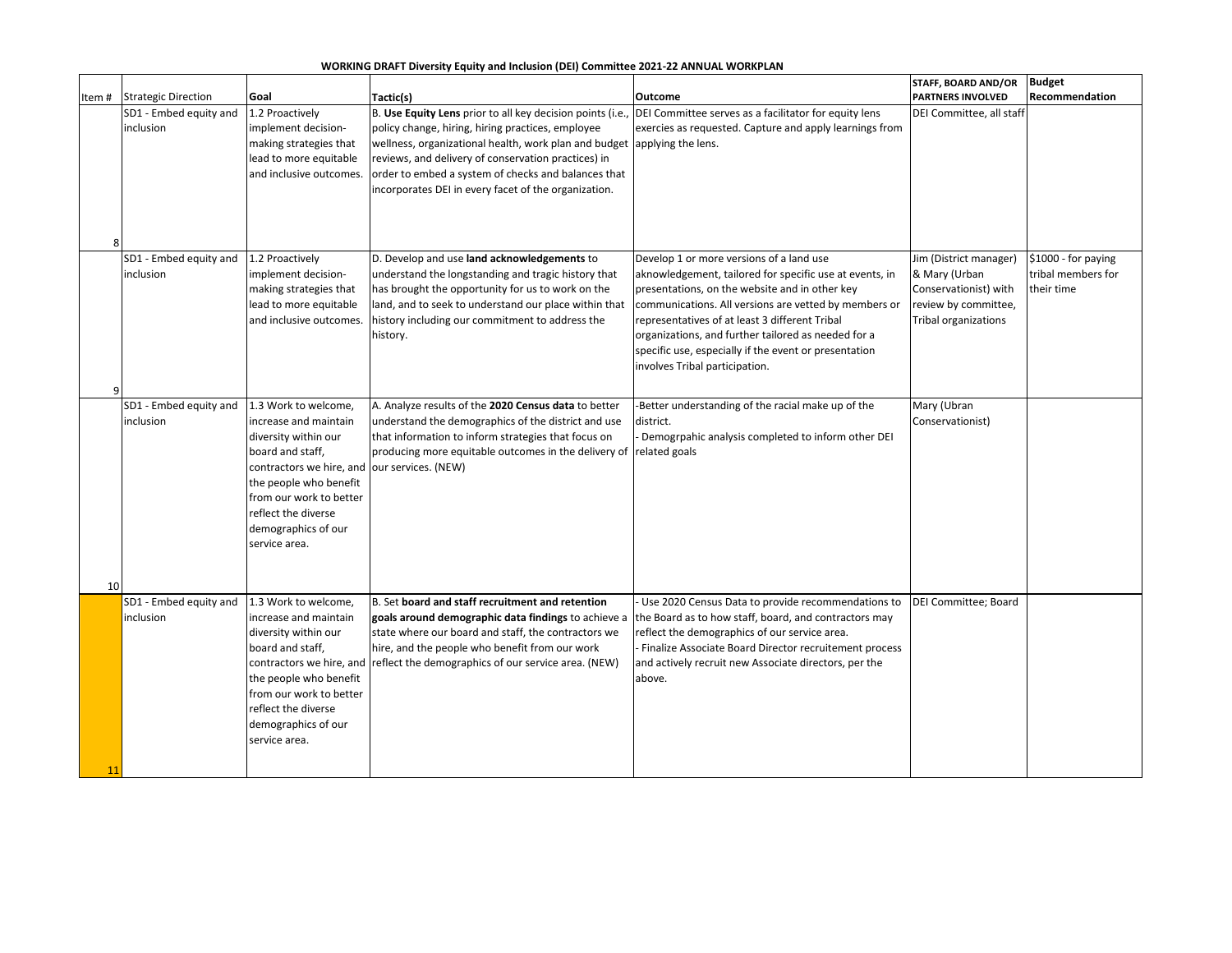**WORKING DRAFT Diversity Equity and Inclusion (DEI) Committee 2021-22 ANNUAL WORKPLAN**

| Item # | Strategic Direction | Goal | Tactic(s) | Outcome | STAFF, BOARD AND/OR PARTNERS INVOLVED | Budget Recommendation |
|---|---|---|---|---|---|---|
| 8 | SD1 - Embed equity and inclusion | 1.2 Proactively implement decision-making strategies that lead to more equitable and inclusive outcomes. | B. **Use Equity Lens** prior to all key decision points (i.e., policy change, hiring, hiring practices, employee wellness, organizational health, work plan and budget reviews, and delivery of conservation practices) in order to embed a system of checks and balances that incorporates DEI in every facet of the organization. | DEI Committee serves as a facilitator for equity lens exercies as requested. Capture and apply learnings from applying the lens. | DEI Committee, all staff | |
| 9 | SD1 - Embed equity and inclusion | 1.2 Proactively implement decision-making strategies that lead to more equitable and inclusive outcomes. | D. Develop and use **land acknowledgements** to understand the longstanding and tragic history that has brought the opportunity for us to work on the land, and to seek to understand our place within that history including our commitment to address the history. | Develop 1 or more versions of a land use aknowledgement, tailored for specific use at events, in presentations, on the website and in other key communications. All versions are vetted by members or representatives of at least 3 different Tribal organizations, and further tailored as needed for a specific use, especially if the event or presentation involves Tribal participation. | Jim (District manager) & Mary (Urban Conservationist) with review by committee, Tribal organizations | $1000 - for paying tribal members for their time |
| 10 | SD1 - Embed equity and inclusion | 1.3 Work to welcome, increase and maintain diversity within our board and staff, contractors we hire, and the people who benefit from our work to better reflect the diverse demographics of our service area. | A. Analyze results of the **2020 Census data** to better understand the demographics of the district and use that information to inform strategies that focus on producing more equitable outcomes in the delivery of our services. (NEW) | -Better understanding of the racial make up of the district.<br>- Demogrpahic analysis completed to inform other DEI related goals | Mary (Ubran Conservationist) | |
| 11 | SD1 - Embed equity and inclusion | 1.3 Work to welcome, increase and maintain diversity within our board and staff, contractors we hire, and the people who benefit from our work to better reflect the diverse demographics of our service area. | B. Set **board and staff recruitment and retention goals around demographic data findings** to achieve a state where our board and staff, the contractors we hire, and the people who benefit from our work reflect the demographics of our service area. (NEW) | - Use 2020 Census Data to provide recommendations to the Board as to how staff, board, and contractors may reflect the demographics of our service area.<br>- Finalize Associate Board Director recruitement process and actively recruit new Associate directors, per the above. | DEI Committee; Board | |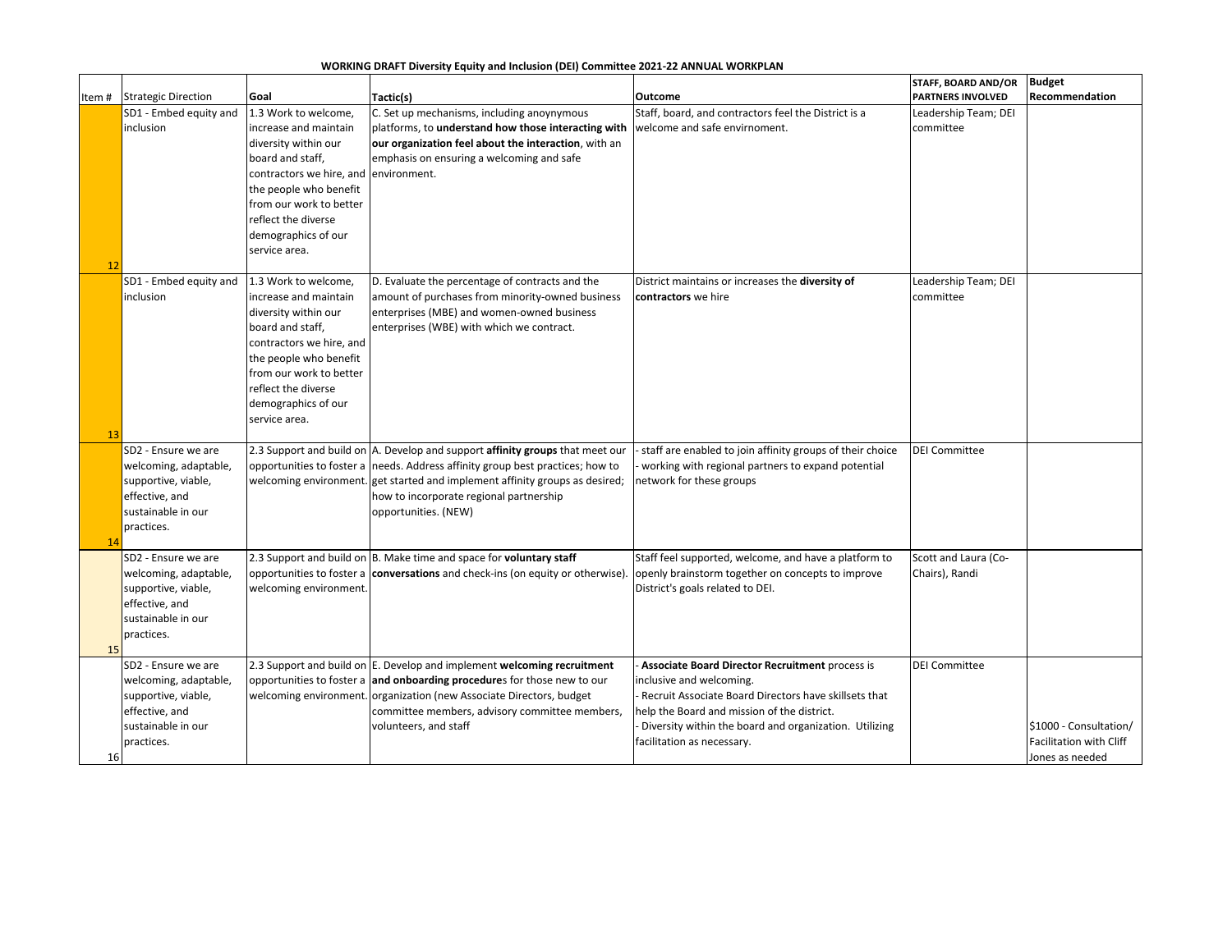**WORKING DRAFT Diversity Equity and Inclusion (DEI) Committee 2021-22 ANNUAL WORKPLAN**

| Item # | Strategic Direction | Goal | Tactic(s) | Outcome | STAFF, BOARD AND/OR PARTNERS INVOLVED | Budget Recommendation |
|---|---|---|---|---|---|---|
| 12 | SD1 - Embed equity and inclusion | 1.3 Work to welcome, increase and maintain diversity within our board and staff, contractors we hire, and the people who benefit from our work to better reflect the diverse demographics of our service area. | C. Set up mechanisms, including anoynymous platforms, to **understand how those interacting with our organization feel about the interaction**, with an emphasis on ensuring a welcoming and safe environment. | Staff, board, and contractors feel the District is a welcome and safe envirnoment. | Leadership Team; DEI committee | |
| 13 | SD1 - Embed equity and inclusion | 1.3 Work to welcome, increase and maintain diversity within our board and staff, contractors we hire, and the people who benefit from our work to better reflect the diverse demographics of our service area. | D. Evaluate the percentage of contracts and the amount of purchases from minority-owned business enterprises (MBE) and women-owned business enterprises (WBE) with which we contract. | District maintains or increases the **diversity of contractors** we hire | Leadership Team; DEI committee | |
| 14 | SD2 - Ensure we are welcoming, adaptable, supportive, viable, effective, and sustainable in our practices. | 2.3 Support and build on opportunities to foster a welcoming environment. | A. Develop and support **affinity groups** that meet our needs. Address affinity group best practices; how to get started and implement affinity groups as desired; how to incorporate regional partnership opportunities. (NEW) | - staff are enabled to join affinity groups of their choice<br>- working with regional partners to expand potential network for these groups | DEI Committee | |
| 15 | SD2 - Ensure we are welcoming, adaptable, supportive, viable, effective, and sustainable in our practices. | 2.3 Support and build on opportunities to foster a welcoming environment. | B. Make time and space for **voluntary staff conversations** and check-ins (on equity or otherwise). | Staff feel supported, welcome, and have a platform to openly brainstorm together on concepts to improve District's goals related to DEI. | Scott and Laura (Co-Chairs), Randi | |
| 16 | SD2 - Ensure we are welcoming, adaptable, supportive, viable, effective, and sustainable in our practices. | 2.3 Support and build on opportunities to foster a welcoming environment. | E. Develop and implement **welcoming recruitment and onboarding procedure**s for those new to our organization (new Associate Directors, budget committee members, advisory committee members, volunteers, and staff | - **Associate Board Director Recruitment** process is inclusive and welcoming.<br>- Recruit Associate Board Directors have skillsets that help the Board and mission of the district.<br>- Diversity within the board and organization. Utilizing facilitation as necessary. | DEI Committee | $1000 - Consultation/ Facilitation with Cliff Jones as needed |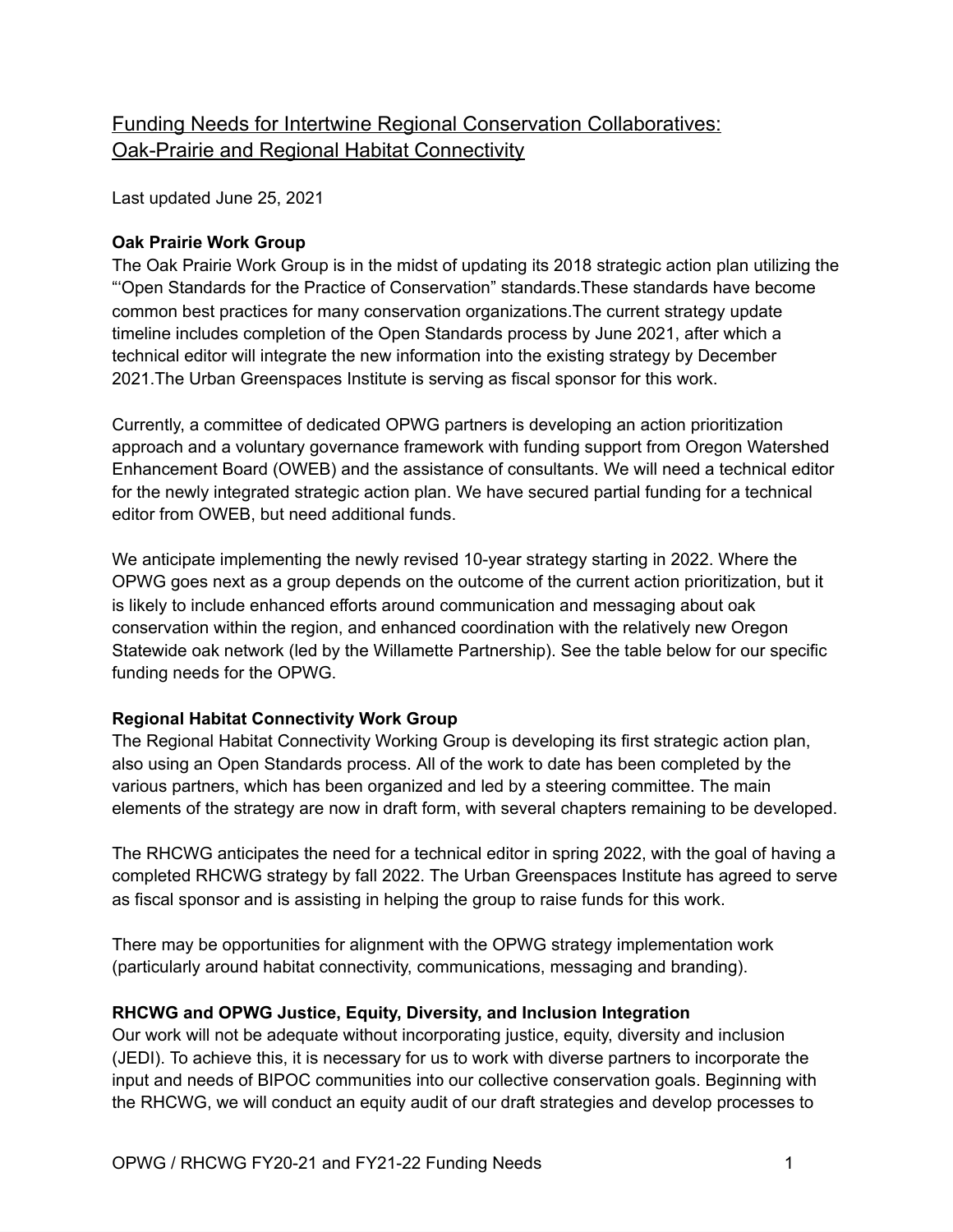# Funding Needs for Intertwine Regional Conservation Collaboratives: Oak-Prairie and Regional Habitat Connectivity

Last updated June 25, 2021

**Oak Prairie Work Group**

The Oak Prairie Work Group is in the midst of updating its 2018 strategic action plan utilizing the "'Open Standards for the Practice of Conservation" standards.These standards have become common best practices for many conservation organizations.The current strategy update timeline includes completion of the Open Standards process by June 2021, after which a technical editor will integrate the new information into the existing strategy by December 2021.The Urban Greenspaces Institute is serving as fiscal sponsor for this work.

Currently, a committee of dedicated OPWG partners is developing an action prioritization approach and a voluntary governance framework with funding support from Oregon Watershed Enhancement Board (OWEB) and the assistance of consultants. We will need a technical editor for the newly integrated strategic action plan. We have secured partial funding for a technical editor from OWEB, but need additional funds.

We anticipate implementing the newly revised 10-year strategy starting in 2022. Where the OPWG goes next as a group depends on the outcome of the current action prioritization, but it is likely to include enhanced efforts around communication and messaging about oak conservation within the region, and enhanced coordination with the relatively new Oregon Statewide oak network (led by the Willamette Partnership). See the table below for our specific funding needs for the OPWG.

**Regional Habitat Connectivity Work Group**

The Regional Habitat Connectivity Working Group is developing its first strategic action plan, also using an Open Standards process. All of the work to date has been completed by the various partners, which has been organized and led by a steering committee. The main elements of the strategy are now in draft form, with several chapters remaining to be developed.

The RHCWG anticipates the need for a technical editor in spring 2022, with the goal of having a completed RHCWG strategy by fall 2022. The Urban Greenspaces Institute has agreed to serve as fiscal sponsor and is assisting in helping the group to raise funds for this work.

There may be opportunities for alignment with the OPWG strategy implementation work (particularly around habitat connectivity, communications, messaging and branding).

**RHCWG and OPWG Justice, Equity, Diversity, and Inclusion Integration**

Our work will not be adequate without incorporating justice, equity, diversity and inclusion (JEDI). To achieve this, it is necessary for us to work with diverse partners to incorporate the input and needs of BIPOC communities into our collective conservation goals. Beginning with the RHCWG, we will conduct an equity audit of our draft strategies and develop processes to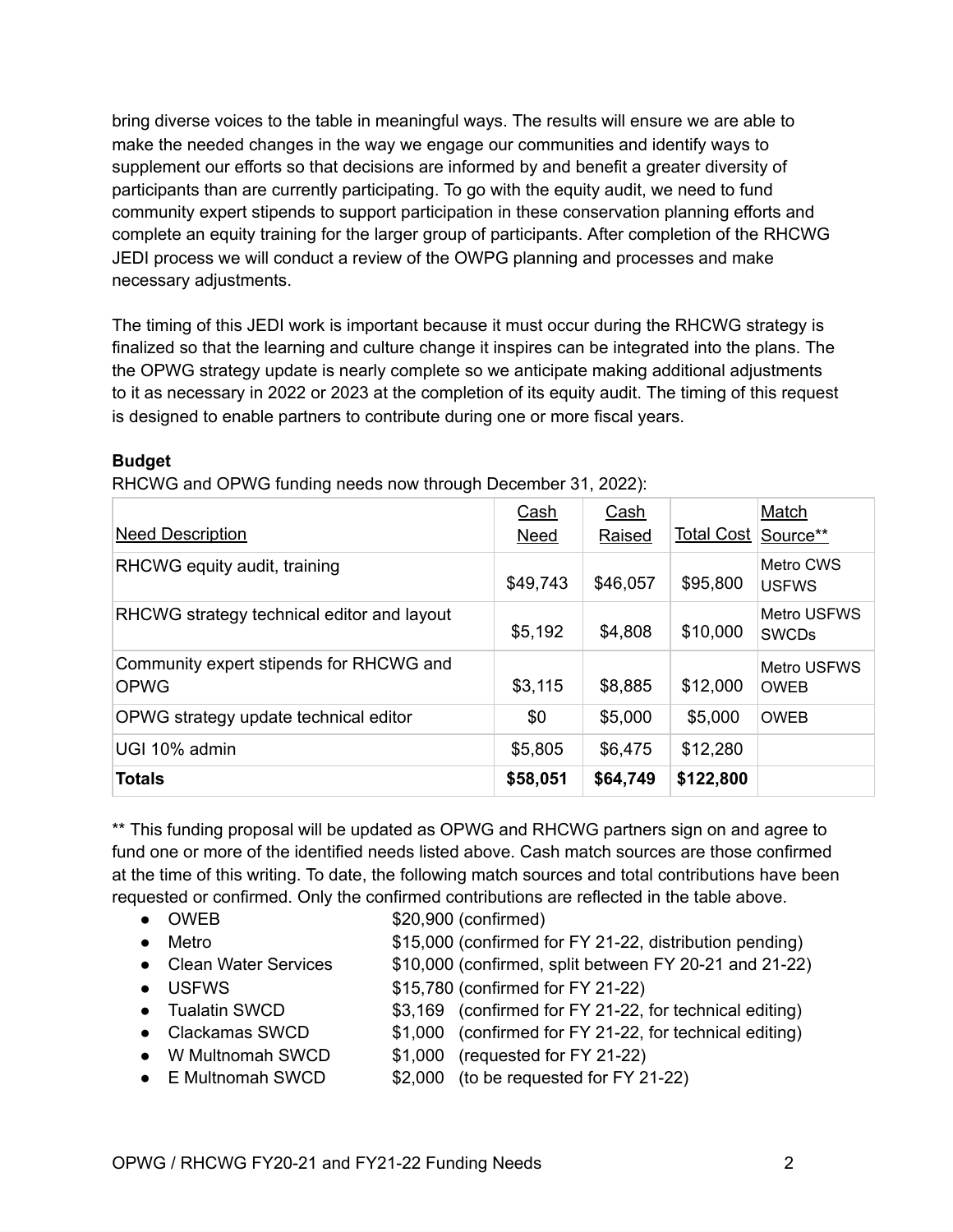bring diverse voices to the table in meaningful ways. The results will ensure we are able to make the needed changes in the way we engage our communities and identify ways to supplement our efforts so that decisions are informed by and benefit a greater diversity of participants than are currently participating. To go with the equity audit, we need to fund community expert stipends to support participation in these conservation planning efforts and complete an equity training for the larger group of participants. After completion of the RHCWG JEDI process we will conduct a review of the OWPG planning and processes and make necessary adjustments.

The timing of this JEDI work is important because it must occur during the RHCWG strategy is finalized so that the learning and culture change it inspires can be integrated into the plans. The the OPWG strategy update is nearly complete so we anticipate making additional adjustments to it as necessary in 2022 or 2023 at the completion of its equity audit. The timing of this request is designed to enable partners to contribute during one or more fiscal years.

**Budget**

RHCWG and OPWG funding needs now through December 31, 2022):

| Need Description | Cash Need | Cash Raised | Total Cost | Match Source** |
|---|---|---|---|---|
| RHCWG equity audit, training | $49,743 | $46,057 | $95,800 | Metro CWS USFWS |
| RHCWG strategy technical editor and layout | $5,192 | $4,808 | $10,000 | Metro USFWS SWCDs |
| Community expert stipends for RHCWG and OPWG | $3,115 | $8,885 | $12,000 | Metro USFWS OWEB |
| OPWG strategy update technical editor | $0 | $5,000 | $5,000 | OWEB |
| UGI 10% admin | $5,805 | $6,475 | $12,280 | |
| **Totals** | **$58,051** | **$64,749** | **$122,800** | |

** This funding proposal will be updated as OPWG and RHCWG partners sign on and agree to fund one or more of the identified needs listed above. Cash match sources are those confirmed at the time of this writing. To date, the following match sources and total contributions have been requested or confirmed. Only the confirmed contributions are reflected in the table above.

- OWEB — $20,900 (confirmed)
- Metro — $15,000 (confirmed for FY 21-22, distribution pending)
- Clean Water Services — $10,000 (confirmed, split between FY 20-21 and 21-22)
- USFWS — $15,780 (confirmed for FY 21-22)
- Tualatin SWCD — $3,169 (confirmed for FY 21-22, for technical editing)
- Clackamas SWCD — $1,000 (confirmed for FY 21-22, for technical editing)
- W Multnomah SWCD — $1,000 (requested for FY 21-22)
- E Multnomah SWCD — $2,000 (to be requested for FY 21-22)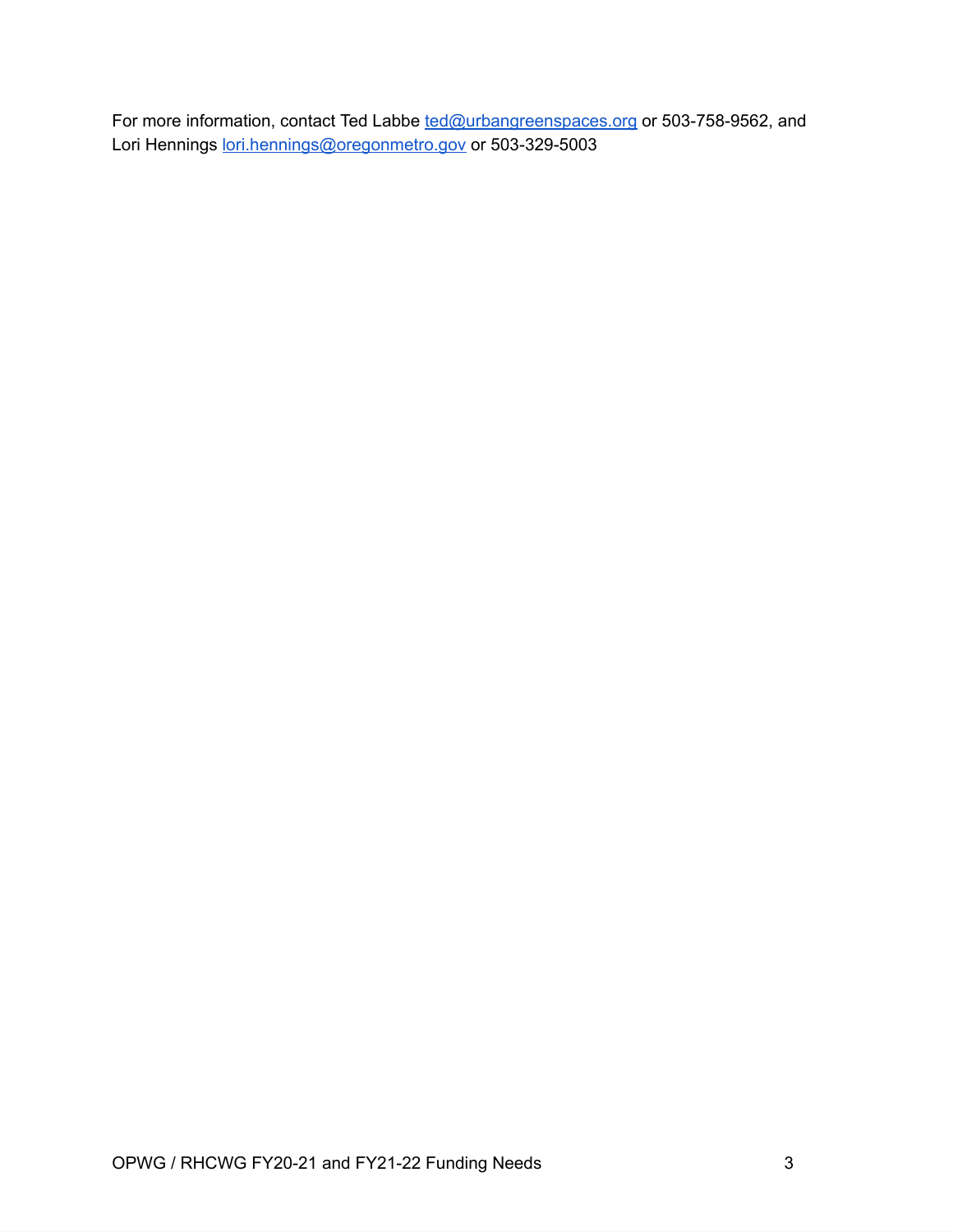For more information, contact Ted Labbe [ted@urbangreenspaces.org](mailto:ted@urbangreenspaces.org) or 503-758-9562, and Lori Hennings [lori.hennings@oregonmetro.gov](mailto:lori.hennings@oregonmetro.gov) or 503-329-5003